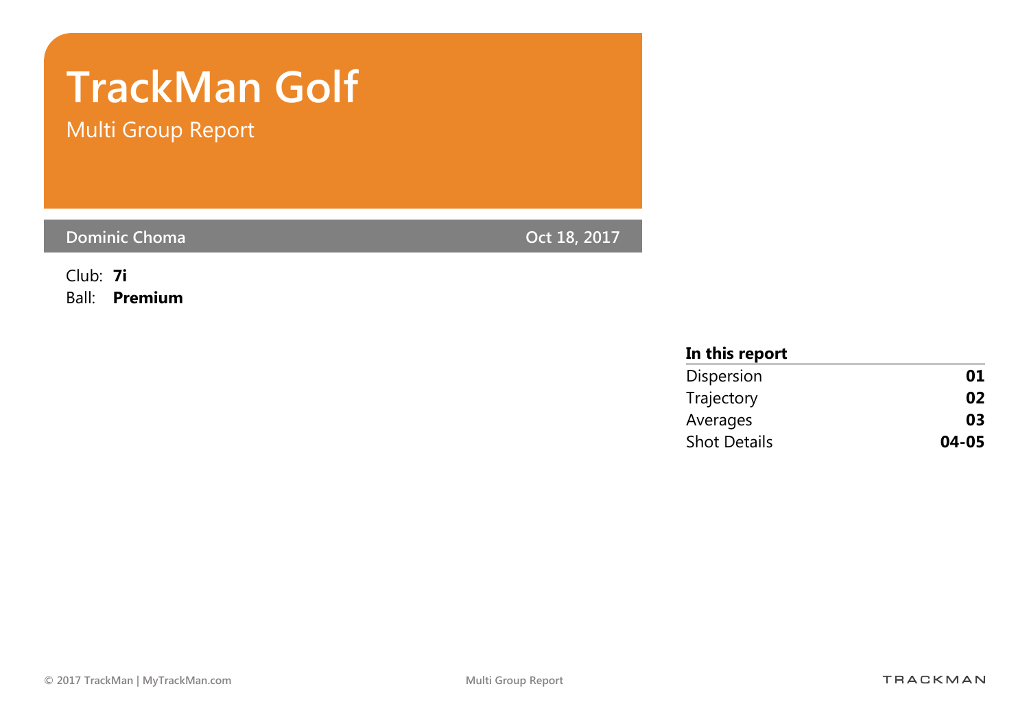# TrackMan Golf

## Multi Group Report

**Dominic Choma** Oct 18, 2017

Club: **7i**
Ball: **Premium**

| **In this report** | |
|---|---|
| Dispersion | **01** |
| Trajectory | **02** |
| Averages | **03** |
| Shot Details | **04-05** |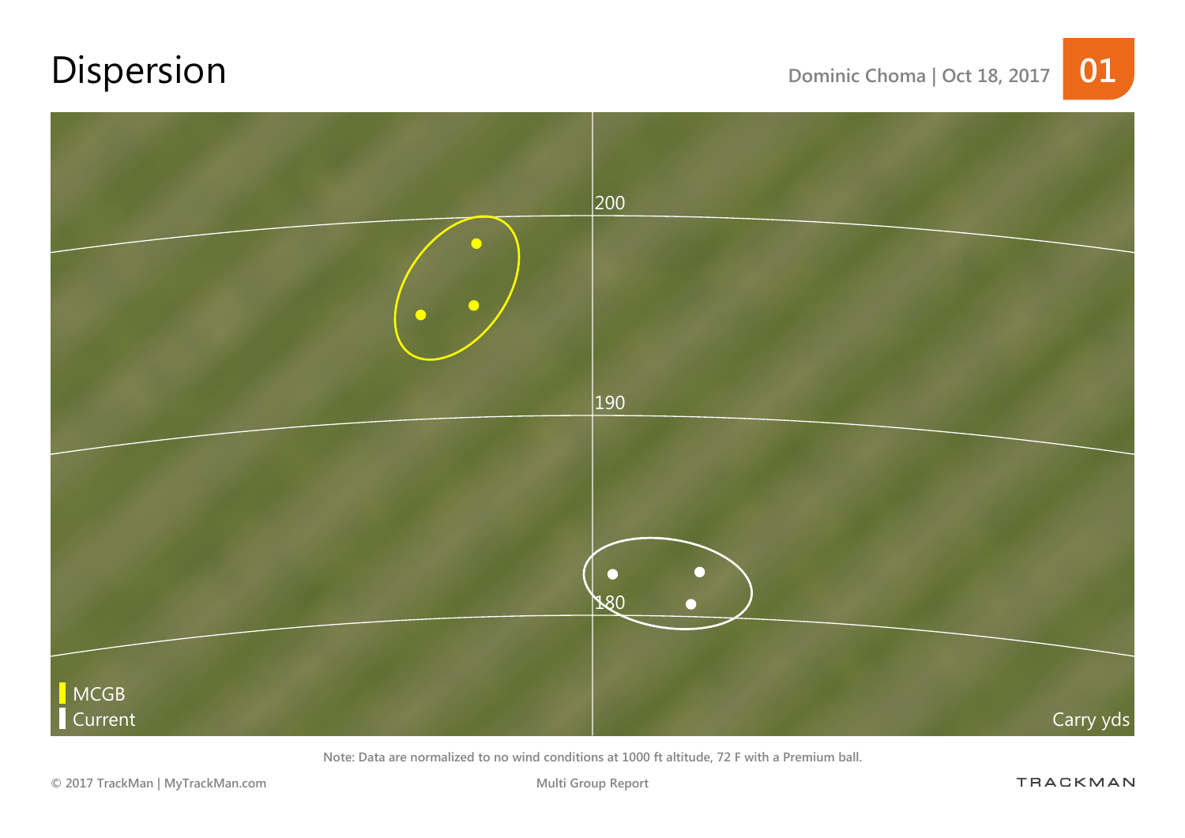# Dispersion

Dominic Choma | Oct 18, 2017

01

200

190

180

MCGB

Current

Carry yds

Note: Data are normalized to no wind conditions at 1000 ft altitude, 72 F with a Premium ball.

© 2017 TrackMan | MyTrackMan.com

Multi Group Report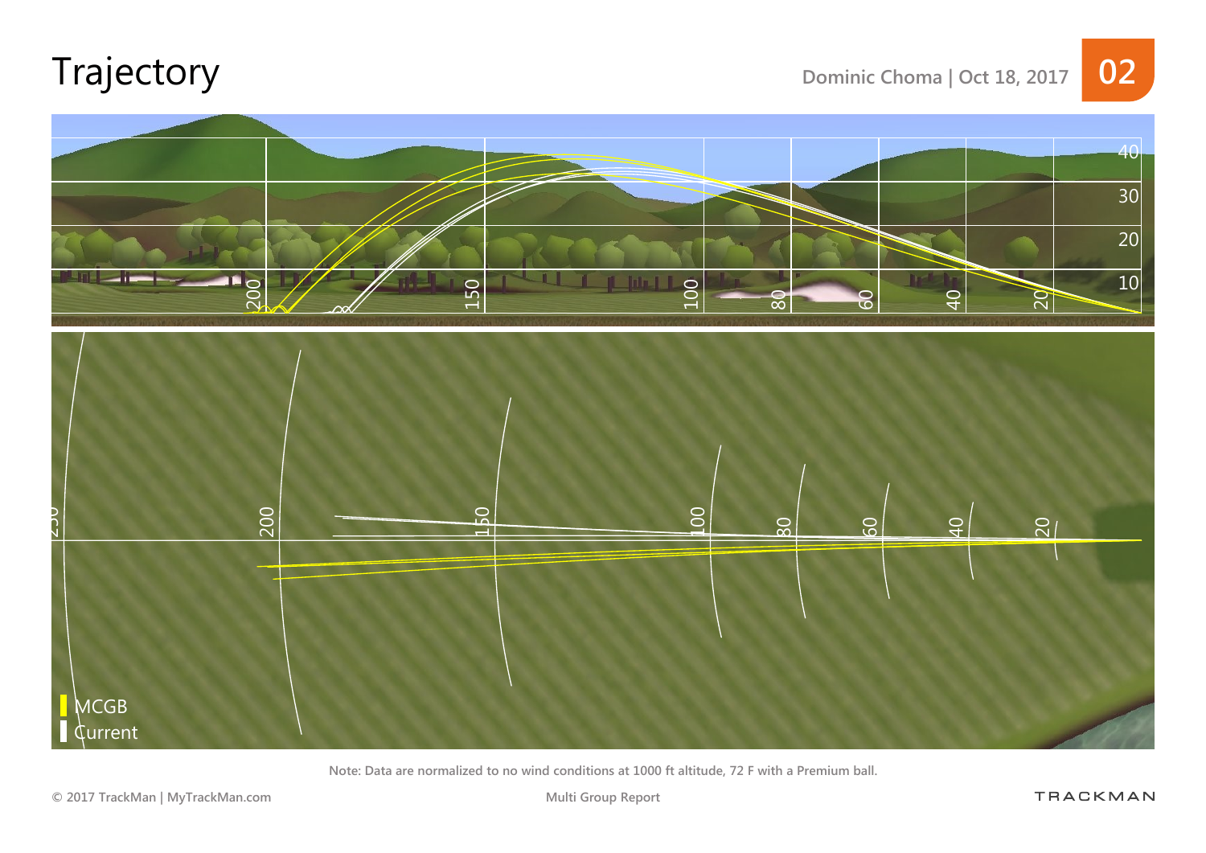# Trajectory

Dominic Choma | Oct 18, 2017

MCGB
Current

Note: Data are normalized to no wind conditions at 1000 ft altitude, 72 F with a Premium ball.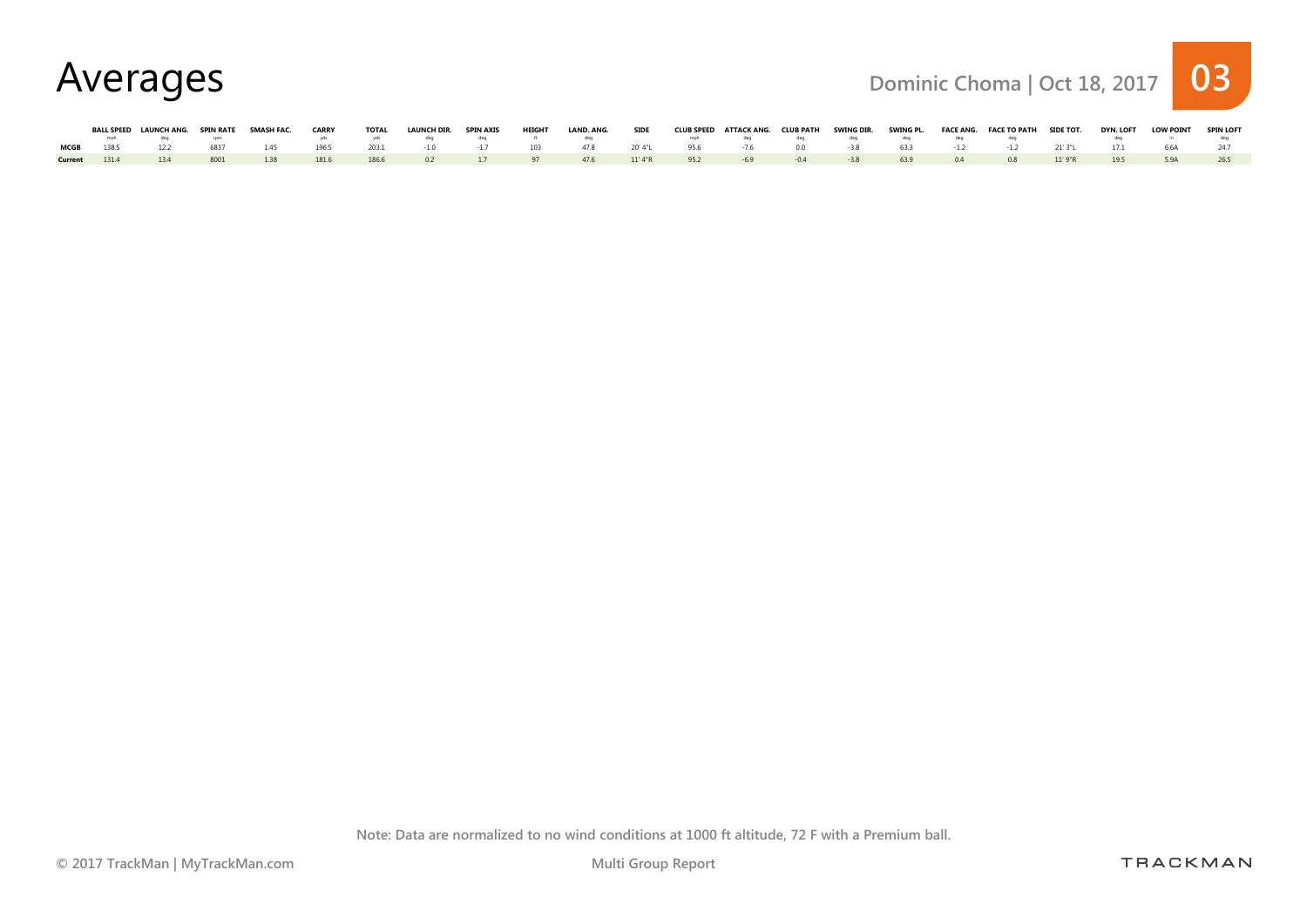# Averages

Dominic Choma | Oct 18, 2017

03

| | BALL SPEED | LAUNCH ANG. | SPIN RATE | SMASH FAC. | CARRY | TOTAL | LAUNCH DIR. | SPIN AXIS | HEIGHT | LAND. ANG. | SIDE | CLUB SPEED | ATTACK ANG. | CLUB PATH | SWING DIR. | SWING PL. | FACE ANG. | FACE TO PATH | SIDE TOT. | DYN. LOFT | LOW POINT | SPIN LOFT |
|---|---|---|---|---|---|---|---|---|---|---|---|---|---|---|---|---|---|---|---|---|---|---|
| | mph | deg | rpm | | yds | yds | deg | deg | ft | deg | | mph | deg | deg | deg | deg | deg | deg | | deg | in | deg |
| **MCGB** | 138.5 | 12.2 | 6837 | 1.45 | 196.5 | 203.1 | -1.0 | -1.7 | 103 | 47.8 | 20' 4"L | 95.6 | -7.6 | 0.0 | -3.8 | 63.3 | -1.2 | -1.2 | 21' 3"L | 17.1 | 6.6A | 24.7 |
| **Current** | 131.4 | 13.4 | 8001 | 1.38 | 181.6 | 186.6 | 0.2 | 1.7 | 97 | 47.6 | 11' 4"R | 95.2 | -6.9 | -0.4 | -3.8 | 63.9 | 0.4 | 0.8 | 11' 9"R | 19.5 | 5.9A | 26.5 |

Note: Data are normalized to no wind conditions at 1000 ft altitude, 72 F with a Premium ball.

© 2017 TrackMan | MyTrackMan.com

Multi Group Report

TRACKMAN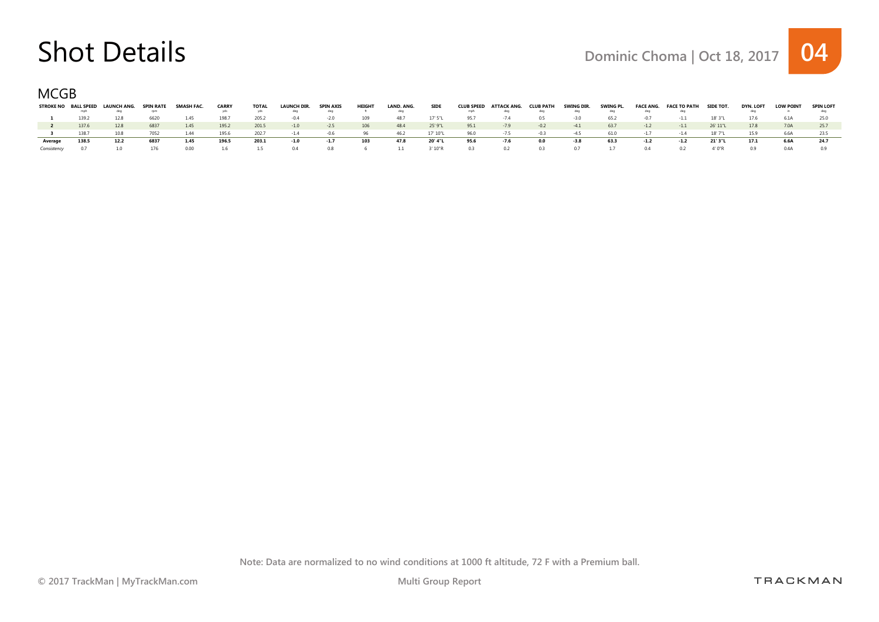# Shot Details

Dominic Choma | Oct 18, 2017 **04**

## MCGB

| STROKE NO | BALL SPEED mph | LAUNCH ANG. deg | SPIN RATE rpm | SMASH FAC. | CARRY yds | TOTAL yds | LAUNCH DIR. deg | SPIN AXIS deg | HEIGHT ft | LAND. ANG. deg | SIDE | CLUB SPEED mph | ATTACK ANG. deg | CLUB PATH deg | SWING DIR. deg | SWING PL. deg | FACE ANG. deg | FACE TO PATH deg | SIDE TOT. | DYN. LOFT deg | LOW POINT in | SPIN LOFT deg |
|---|---|---|---|---|---|---|---|---|---|---|---|---|---|---|---|---|---|---|---|---|---|---|
| **1** | 139.2 | 12.8 | 6620 | 1.45 | 198.7 | 205.2 | -0.4 | -2.0 | 109 | 48.7 | 17' 5"L | 95.7 | -7.4 | 0.5 | -3.0 | 65.2 | -0.7 | -1.1 | 18' 3"L | 17.6 | 6.1A | 25.0 |
| **2** | 137.6 | 12.8 | 6837 | 1.45 | 195.2 | 201.5 | -1.0 | -2.5 | 106 | 48.4 | 25' 9"L | 95.1 | -7.9 | -0.2 | -4.1 | 63.7 | -1.2 | -1.1 | 26' 11"L | 17.8 | 7.0A | 25.7 |
| **3** | 138.7 | 10.8 | 7052 | 1.44 | 195.6 | 202.7 | -1.4 | -0.6 | 96 | 46.2 | 17' 10"L | 96.0 | -7.5 | -0.3 | -4.5 | 61.0 | -1.7 | -1.4 | 18' 7"L | 15.9 | 6.6A | 23.5 |
| **Average** | **138.5** | **12.2** | **6837** | **1.45** | **196.5** | **203.1** | **-1.0** | **-1.7** | **103** | **47.8** | **20' 4"L** | **95.6** | **-7.6** | **0.0** | **-3.8** | **63.3** | **-1.2** | **-1.2** | **21' 3"L** | **17.1** | **6.6A** | **24.7** |
| *Consistency* | 0.7 | 1.0 | 176 | 0.00 | 1.6 | 1.5 | 0.4 | 0.8 | 6 | 1.1 | 3' 10"R | 0.3 | 0.2 | 0.3 | 0.7 | 1.7 | 0.4 | 0.2 | 4' 0"R | 0.9 | 0.4A | 0.9 |

Note: Data are normalized to no wind conditions at 1000 ft altitude, 72 F with a Premium ball.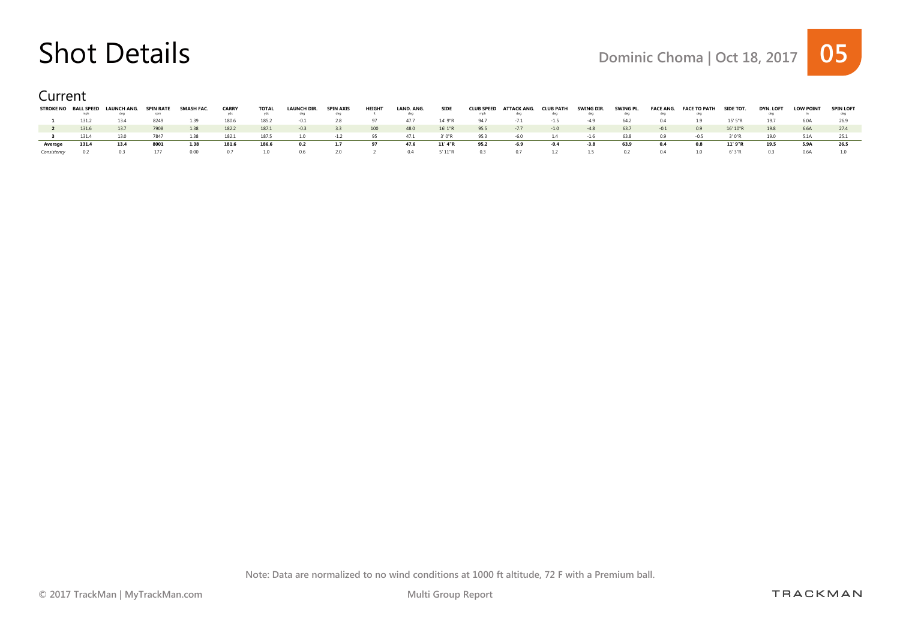# Shot Details

Dominic Choma | Oct 18, 2017

05

## Current

| STROKE NO | BALL SPEED mph | LAUNCH ANG. deg | SPIN RATE rpm | SMASH FAC. | CARRY yds | TOTAL yds | LAUNCH DIR. deg | SPIN AXIS deg | HEIGHT ft | LAND. ANG. deg | SIDE | CLUB SPEED mph | ATTACK ANG. deg | CLUB PATH deg | SWING DIR. deg | SWING PL. deg | FACE ANG. deg | FACE TO PATH deg | SIDE TOT. | DYN. LOFT deg | LOW POINT in | SPIN LOFT deg |
|---|---|---|---|---|---|---|---|---|---|---|---|---|---|---|---|---|---|---|---|---|---|---|
| **1** | 131.2 | 13.4 | 8249 | 1.39 | 180.6 | 185.2 | -0.1 | 2.8 | 97 | 47.7 | 14' 9"R | 94.7 | -7.1 | -1.5 | -4.9 | 64.2 | 0.4 | 1.9 | 15' 5"R | 19.7 | 6.0A | 26.9 |
| **2** | 131.6 | 13.7 | 7908 | 1.38 | 182.2 | 187.1 | -0.3 | 3.3 | 100 | 48.0 | 16' 1"R | 95.5 | -7.7 | -1.0 | -4.8 | 63.7 | -0.1 | 0.9 | 16' 10"R | 19.8 | 6.6A | 27.4 |
| **3** | 131.4 | 13.0 | 7847 | 1.38 | 182.1 | 187.5 | 1.0 | -1.2 | 95 | 47.1 | 3' 0"R | 95.3 | -6.0 | 1.4 | -1.6 | 63.8 | 0.9 | -0.5 | 3' 0"R | 19.0 | 5.1A | 25.1 |
| **Average** | **131.4** | **13.4** | **8001** | **1.38** | **181.6** | **186.6** | **0.2** | **1.7** | **97** | **47.6** | **11' 4"R** | **95.2** | **-6.9** | **-0.4** | **-3.8** | **63.9** | **0.4** | **0.8** | **11' 9"R** | **19.5** | **5.9A** | **26.5** |
| *Consistency* | 0.2 | 0.3 | 177 | 0.00 | 0.7 | 1.0 | 0.6 | 2.0 | 2 | 0.4 | 5' 11"R | 0.3 | 0.7 | 1.2 | 1.5 | 0.2 | 0.4 | 1.0 | 6' 3"R | 0.3 | 0.6A | 1.0 |

Note: Data are normalized to no wind conditions at 1000 ft altitude, 72 F with a Premium ball.

© 2017 TrackMan | MyTrackMan.com

Multi Group Report

TRACKMAN